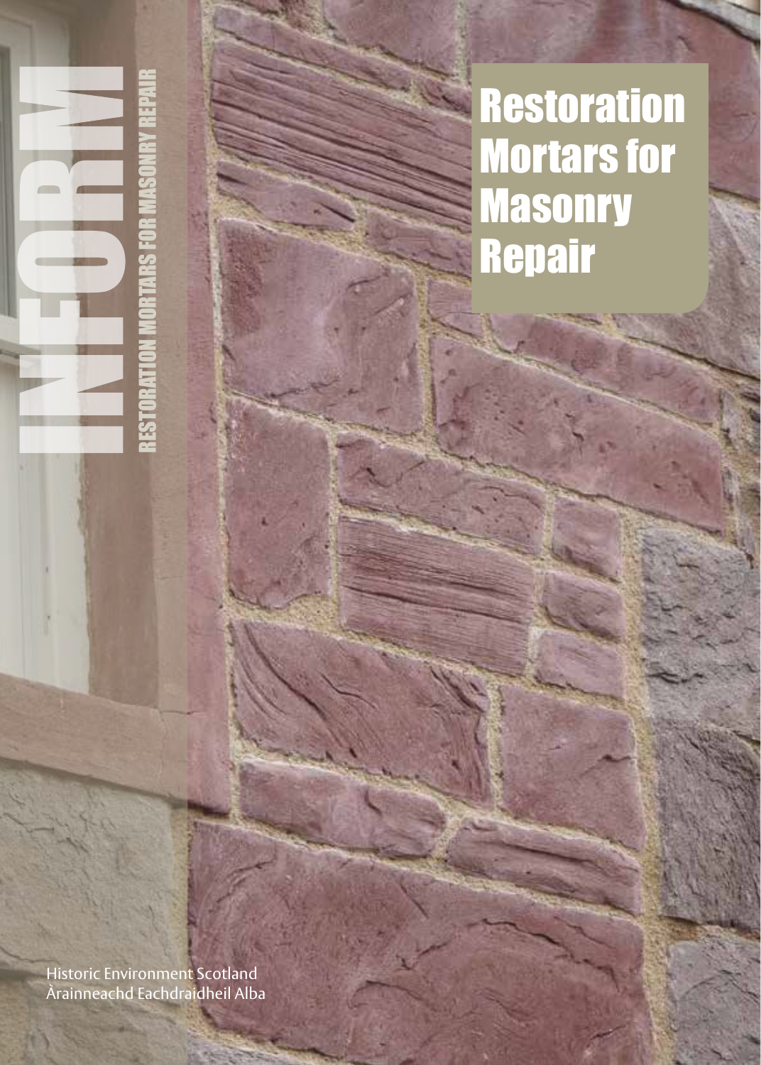INFORM

RESTORATION MORTARS FOR MASONRY REPAIR

# Restoration Mortars for Masonry Repair

Historic Environment Scotland
Àrainneachd Eachdraidheil Alba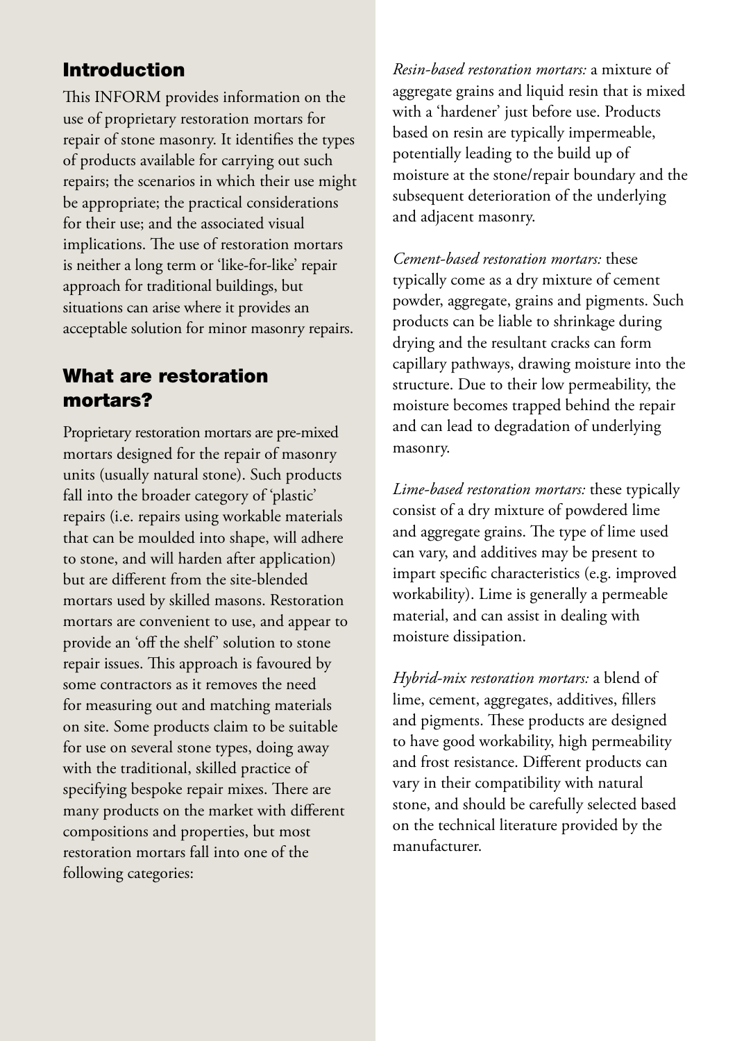## Introduction

This INFORM provides information on the use of proprietary restoration mortars for repair of stone masonry. It identifies the types of products available for carrying out such repairs; the scenarios in which their use might be appropriate; the practical considerations for their use; and the associated visual implications. The use of restoration mortars is neither a long term or 'like-for-like' repair approach for traditional buildings, but situations can arise where it provides an acceptable solution for minor masonry repairs.

## What are restoration mortars?

Proprietary restoration mortars are pre-mixed mortars designed for the repair of masonry units (usually natural stone). Such products fall into the broader category of 'plastic' repairs (i.e. repairs using workable materials that can be moulded into shape, will adhere to stone, and will harden after application) but are different from the site-blended mortars used by skilled masons. Restoration mortars are convenient to use, and appear to provide an 'off the shelf' solution to stone repair issues. This approach is favoured by some contractors as it removes the need for measuring out and matching materials on site. Some products claim to be suitable for use on several stone types, doing away with the traditional, skilled practice of specifying bespoke repair mixes. There are many products on the market with different compositions and properties, but most restoration mortars fall into one of the following categories:

*Resin-based restoration mortars:* a mixture of aggregate grains and liquid resin that is mixed with a 'hardener' just before use. Products based on resin are typically impermeable, potentially leading to the build up of moisture at the stone/repair boundary and the subsequent deterioration of the underlying and adjacent masonry.

*Cement-based restoration mortars:* these typically come as a dry mixture of cement powder, aggregate, grains and pigments. Such products can be liable to shrinkage during drying and the resultant cracks can form capillary pathways, drawing moisture into the structure. Due to their low permeability, the moisture becomes trapped behind the repair and can lead to degradation of underlying masonry.

*Lime-based restoration mortars:* these typically consist of a dry mixture of powdered lime and aggregate grains. The type of lime used can vary, and additives may be present to impart specific characteristics (e.g. improved workability). Lime is generally a permeable material, and can assist in dealing with moisture dissipation.

*Hybrid-mix restoration mortars:* a blend of lime, cement, aggregates, additives, fillers and pigments. These products are designed to have good workability, high permeability and frost resistance. Different products can vary in their compatibility with natural stone, and should be carefully selected based on the technical literature provided by the manufacturer.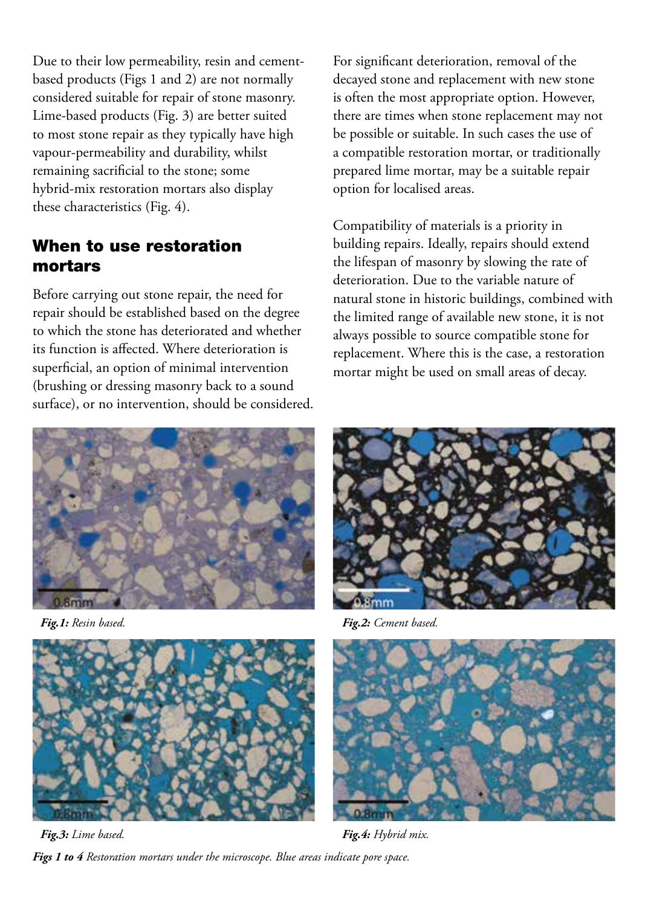Due to their low permeability, resin and cement-based products (Figs 1 and 2) are not normally considered suitable for repair of stone masonry. Lime-based products (Fig. 3) are better suited to most stone repair as they typically have high vapour-permeability and durability, whilst remaining sacrificial to the stone; some hybrid-mix restoration mortars also display these characteristics (Fig. 4).

## When to use restoration mortars

Before carrying out stone repair, the need for repair should be established based on the degree to which the stone has deteriorated and whether its function is affected. Where deterioration is superficial, an option of minimal intervention (brushing or dressing masonry back to a sound surface), or no intervention, should be considered.

For significant deterioration, removal of the decayed stone and replacement with new stone is often the most appropriate option. However, there are times when stone replacement may not be possible or suitable. In such cases the use of a compatible restoration mortar, or traditionally prepared lime mortar, may be a suitable repair option for localised areas.

Compatibility of materials is a priority in building repairs. Ideally, repairs should extend the lifespan of masonry by slowing the rate of deterioration. Due to the variable nature of natural stone in historic buildings, combined with the limited range of available new stone, it is not always possible to source compatible stone for replacement. Where this is the case, a restoration mortar might be used on small areas of decay.

***Fig.1:*** *Resin based.*

***Fig.2:*** *Cement based.*

***Fig.3:*** *Lime based.*

***Fig.4:*** *Hybrid mix.*

***Figs 1 to 4*** *Restoration mortars under the microscope. Blue areas indicate pore space.*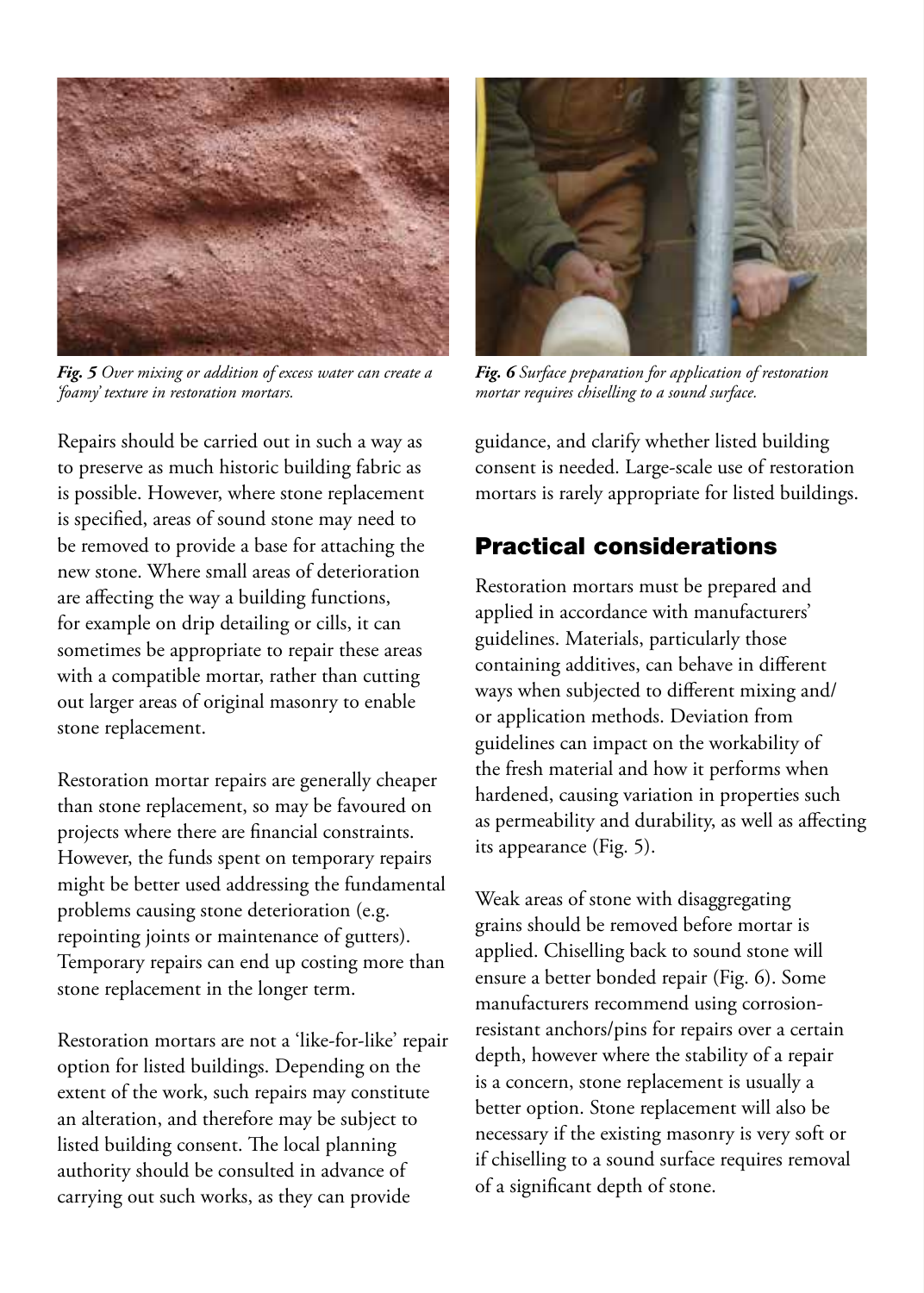*Fig. 5 Over mixing or addition of excess water can create a 'foamy' texture in restoration mortars.*

*Fig. 6 Surface preparation for application of restoration mortar requires chiselling to a sound surface.*

Repairs should be carried out in such a way as to preserve as much historic building fabric as is possible. However, where stone replacement is specified, areas of sound stone may need to be removed to provide a base for attaching the new stone. Where small areas of deterioration are affecting the way a building functions, for example on drip detailing or cills, it can sometimes be appropriate to repair these areas with a compatible mortar, rather than cutting out larger areas of original masonry to enable stone replacement.

Restoration mortar repairs are generally cheaper than stone replacement, so may be favoured on projects where there are financial constraints. However, the funds spent on temporary repairs might be better used addressing the fundamental problems causing stone deterioration (e.g. repointing joints or maintenance of gutters). Temporary repairs can end up costing more than stone replacement in the longer term.

Restoration mortars are not a 'like-for-like' repair option for listed buildings. Depending on the extent of the work, such repairs may constitute an alteration, and therefore may be subject to listed building consent. The local planning authority should be consulted in advance of carrying out such works, as they can provide guidance, and clarify whether listed building consent is needed. Large-scale use of restoration mortars is rarely appropriate for listed buildings.

## Practical considerations

Restoration mortars must be prepared and applied in accordance with manufacturers' guidelines. Materials, particularly those containing additives, can behave in different ways when subjected to different mixing and/or application methods. Deviation from guidelines can impact on the workability of the fresh material and how it performs when hardened, causing variation in properties such as permeability and durability, as well as affecting its appearance (Fig. 5).

Weak areas of stone with disaggregating grains should be removed before mortar is applied. Chiselling back to sound stone will ensure a better bonded repair (Fig. 6). Some manufacturers recommend using corrosion-resistant anchors/pins for repairs over a certain depth, however where the stability of a repair is a concern, stone replacement is usually a better option. Stone replacement will also be necessary if the existing masonry is very soft or if chiselling to a sound surface requires removal of a significant depth of stone.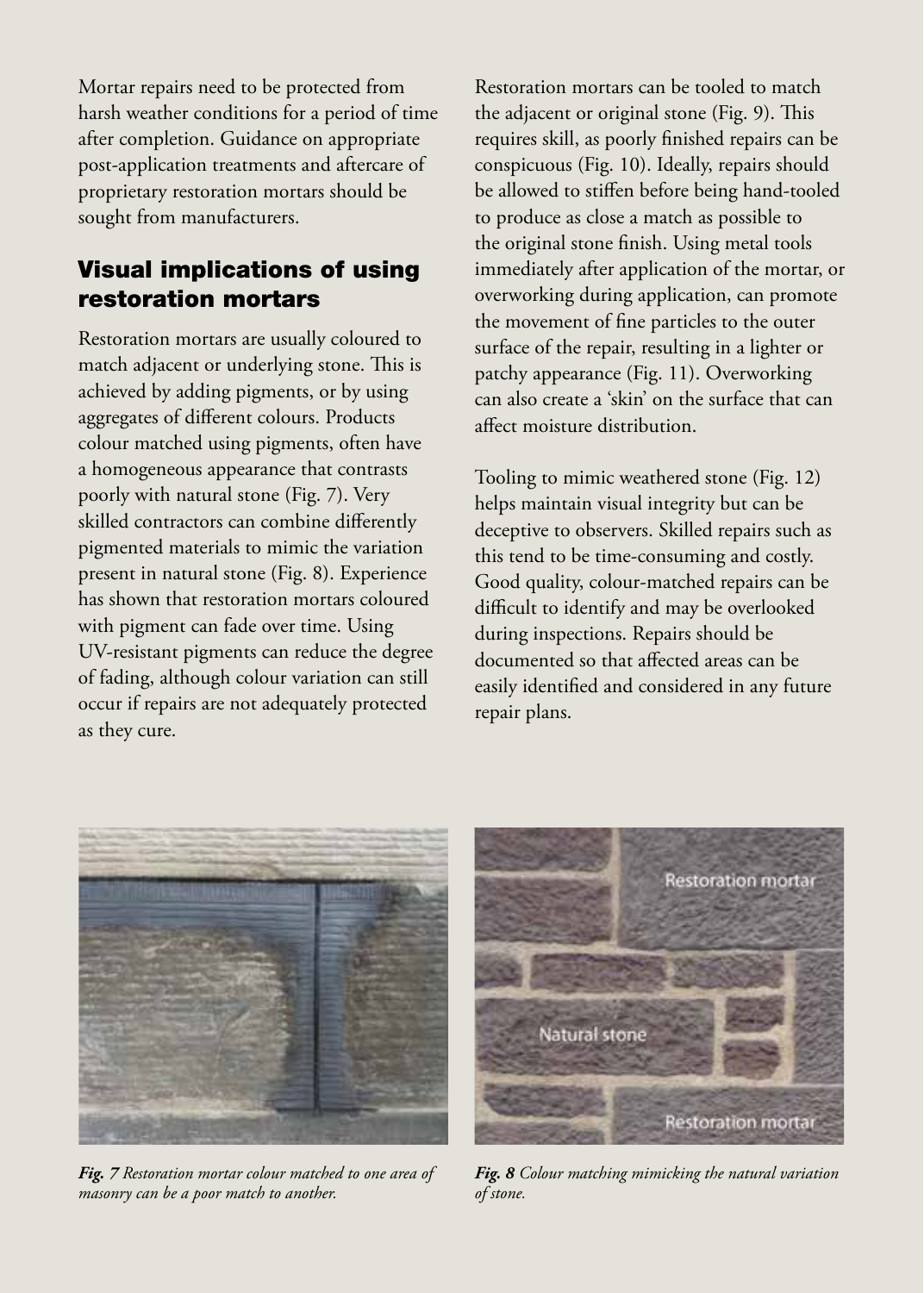Mortar repairs need to be protected from harsh weather conditions for a period of time after completion. Guidance on appropriate post-application treatments and aftercare of proprietary restoration mortars should be sought from manufacturers.

## Visual implications of using restoration mortars

Restoration mortars are usually coloured to match adjacent or underlying stone. This is achieved by adding pigments, or by using aggregates of different colours. Products colour matched using pigments, often have a homogeneous appearance that contrasts poorly with natural stone (Fig. 7). Very skilled contractors can combine differently pigmented materials to mimic the variation present in natural stone (Fig. 8). Experience has shown that restoration mortars coloured with pigment can fade over time. Using UV-resistant pigments can reduce the degree of fading, although colour variation can still occur if repairs are not adequately protected as they cure.

Restoration mortars can be tooled to match the adjacent or original stone (Fig. 9). This requires skill, as poorly finished repairs can be conspicuous (Fig. 10). Ideally, repairs should be allowed to stiffen before being hand-tooled to produce as close a match as possible to the original stone finish. Using metal tools immediately after application of the mortar, or overworking during application, can promote the movement of fine particles to the outer surface of the repair, resulting in a lighter or patchy appearance (Fig. 11). Overworking can also create a 'skin' on the surface that can affect moisture distribution.

Tooling to mimic weathered stone (Fig. 12) helps maintain visual integrity but can be deceptive to observers. Skilled repairs such as this tend to be time-consuming and costly. Good quality, colour-matched repairs can be difficult to identify and may be overlooked during inspections. Repairs should be documented so that affected areas can be easily identified and considered in any future repair plans.

***Fig. 7*** *Restoration mortar colour matched to one area of masonry can be a poor match to another.*

***Fig. 8*** *Colour matching mimicking the natural variation of stone.*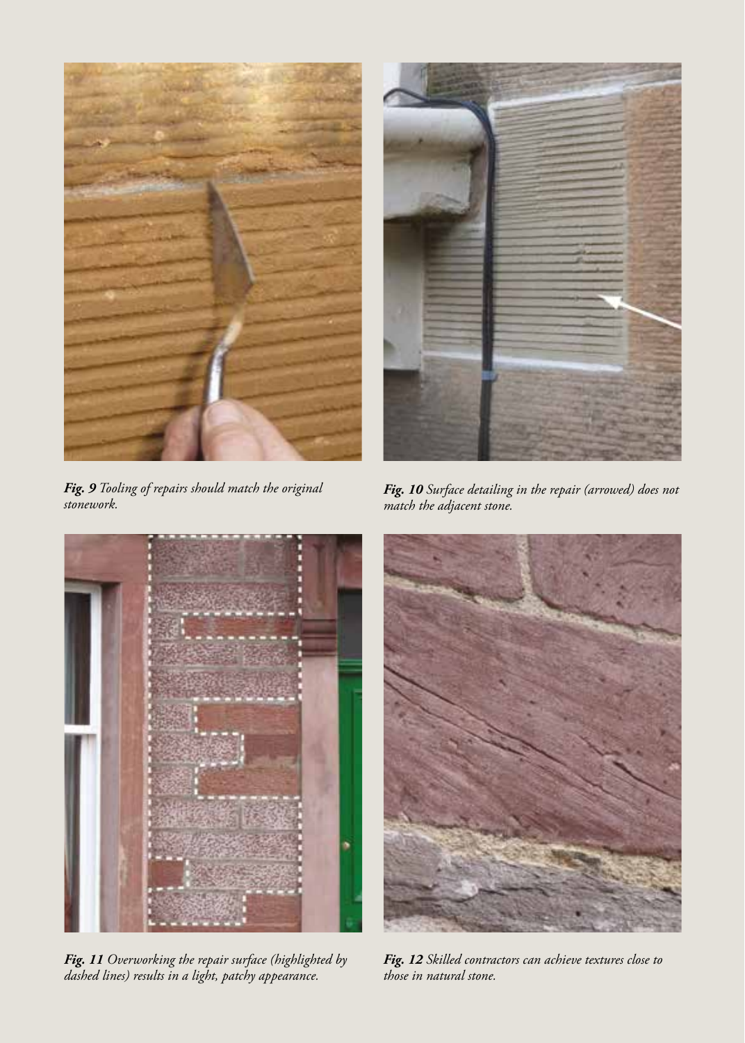***Fig. 9*** *Tooling of repairs should match the original stonework.*

***Fig. 10*** *Surface detailing in the repair (arrowed) does not match the adjacent stone.*

***Fig. 11*** *Overworking the repair surface (highlighted by dashed lines) results in a light, patchy appearance.*

***Fig. 12*** *Skilled contractors can achieve textures close to those in natural stone.*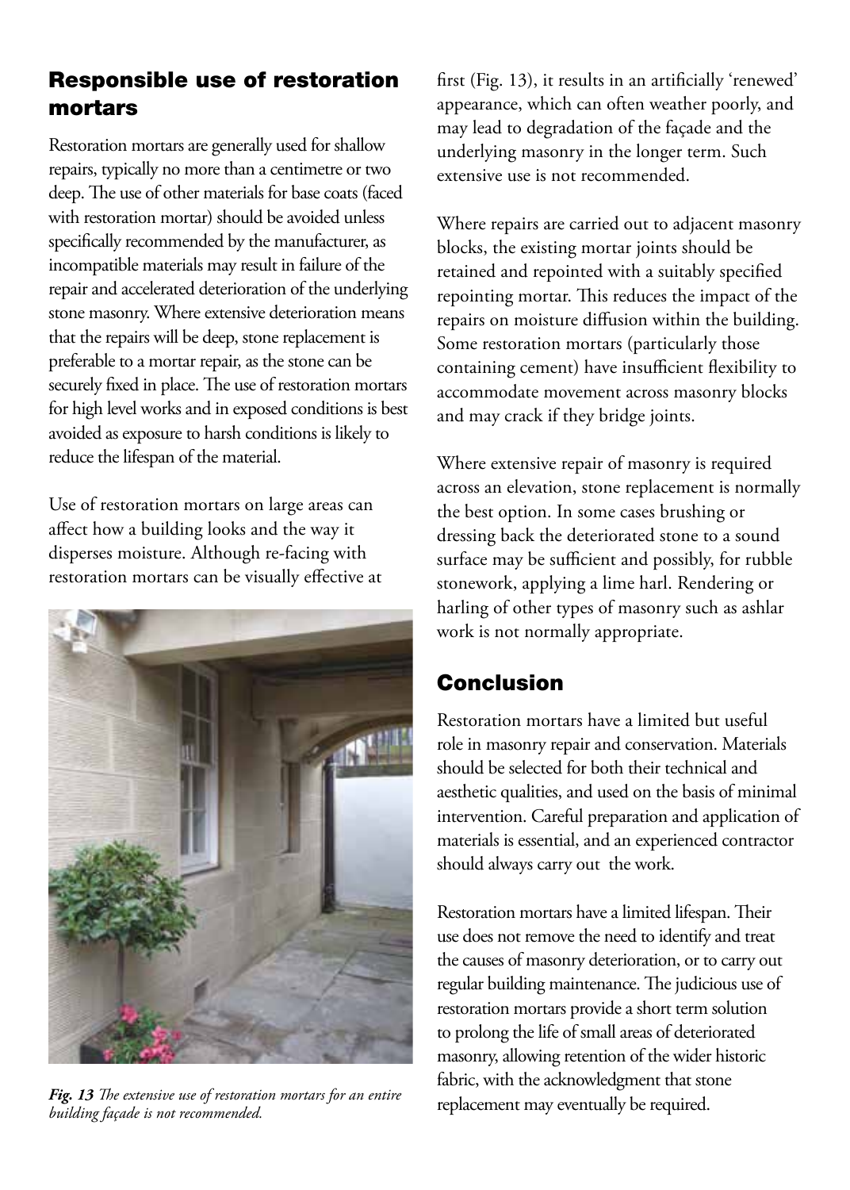## Responsible use of restoration mortars

Restoration mortars are generally used for shallow repairs, typically no more than a centimetre or two deep. The use of other materials for base coats (faced with restoration mortar) should be avoided unless specifically recommended by the manufacturer, as incompatible materials may result in failure of the repair and accelerated deterioration of the underlying stone masonry. Where extensive deterioration means that the repairs will be deep, stone replacement is preferable to a mortar repair, as the stone can be securely fixed in place. The use of restoration mortars for high level works and in exposed conditions is best avoided as exposure to harsh conditions is likely to reduce the lifespan of the material.

Use of restoration mortars on large areas can affect how a building looks and the way it disperses moisture. Although re-facing with restoration mortars can be visually effective at first (Fig. 13), it results in an artificially 'renewed' appearance, which can often weather poorly, and may lead to degradation of the façade and the underlying masonry in the longer term. Such extensive use is not recommended.

*Fig. 13 The extensive use of restoration mortars for an entire building façade is not recommended.*

Where repairs are carried out to adjacent masonry blocks, the existing mortar joints should be retained and repointed with a suitably specified repointing mortar. This reduces the impact of the repairs on moisture diffusion within the building. Some restoration mortars (particularly those containing cement) have insufficient flexibility to accommodate movement across masonry blocks and may crack if they bridge joints.

Where extensive repair of masonry is required across an elevation, stone replacement is normally the best option. In some cases brushing or dressing back the deteriorated stone to a sound surface may be sufficient and possibly, for rubble stonework, applying a lime harl. Rendering or harling of other types of masonry such as ashlar work is not normally appropriate.

## Conclusion

Restoration mortars have a limited but useful role in masonry repair and conservation. Materials should be selected for both their technical and aesthetic qualities, and used on the basis of minimal intervention. Careful preparation and application of materials is essential, and an experienced contractor should always carry out the work.

Restoration mortars have a limited lifespan. Their use does not remove the need to identify and treat the causes of masonry deterioration, or to carry out regular building maintenance. The judicious use of restoration mortars provide a short term solution to prolong the life of small areas of deteriorated masonry, allowing retention of the wider historic fabric, with the acknowledgment that stone replacement may eventually be required.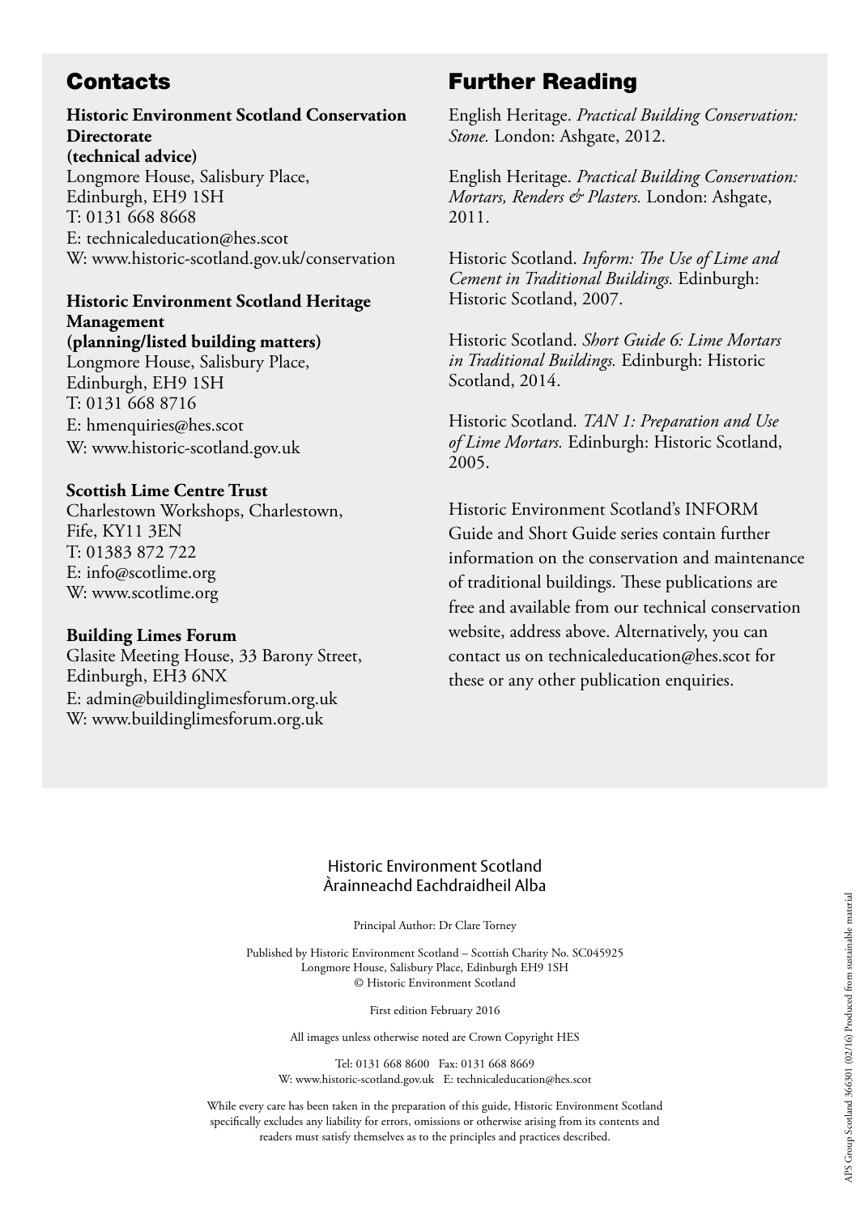## Contacts

**Historic Environment Scotland Conservation Directorate**
**(technical advice)**
Longmore House, Salisbury Place,
Edinburgh, EH9 1SH
T: 0131 668 8668
E: technicaleducation@hes.scot
W: www.historic-scotland.gov.uk/conservation

**Historic Environment Scotland Heritage Management**
**(planning/listed building matters)**
Longmore House, Salisbury Place,
Edinburgh, EH9 1SH
T: 0131 668 8716
E: hmenquiries@hes.scot
W: www.historic-scotland.gov.uk

**Scottish Lime Centre Trust**
Charlestown Workshops, Charlestown,
Fife, KY11 3EN
T: 01383 872 722
E: info@scotlime.org
W: www.scotlime.org

**Building Limes Forum**
Glasite Meeting House, 33 Barony Street,
Edinburgh, EH3 6NX
E: admin@buildinglimesforum.org.uk
W: www.buildinglimesforum.org.uk

## Further Reading

English Heritage. *Practical Building Conservation: Stone.* London: Ashgate, 2012.

English Heritage. *Practical Building Conservation: Mortars, Renders & Plasters.* London: Ashgate, 2011.

Historic Scotland. *Inform: The Use of Lime and Cement in Traditional Buildings.* Edinburgh: Historic Scotland, 2007.

Historic Scotland. *Short Guide 6: Lime Mortars in Traditional Buildings.* Edinburgh: Historic Scotland, 2014.

Historic Scotland. *TAN 1: Preparation and Use of Lime Mortars.* Edinburgh: Historic Scotland, 2005.

Historic Environment Scotland's INFORM Guide and Short Guide series contain further information on the conservation and maintenance of traditional buildings. These publications are free and available from our technical conservation website, address above. Alternatively, you can contact us on technicaleducation@hes.scot for these or any other publication enquiries.

Historic Environment Scotland
Àrainneachd Eachdraidheil Alba

Principal Author: Dr Clare Torney

Published by Historic Environment Scotland – Scottish Charity No. SC045925
Longmore House, Salisbury Place, Edinburgh EH9 1SH
© Historic Environment Scotland

First edition February 2016

All images unless otherwise noted are Crown Copyright HES

Tel: 0131 668 8600 Fax: 0131 668 8669
W: www.historic-scotland.gov.uk E: technicaleducation@hes.scot

While every care has been taken in the preparation of this guide, Historic Environment Scotland specifically excludes any liability for errors, omissions or otherwise arising from its contents and readers must satisfy themselves as to the principles and practices described.

APS Group Scotland 366301 (02/16) Produced from sustainable material